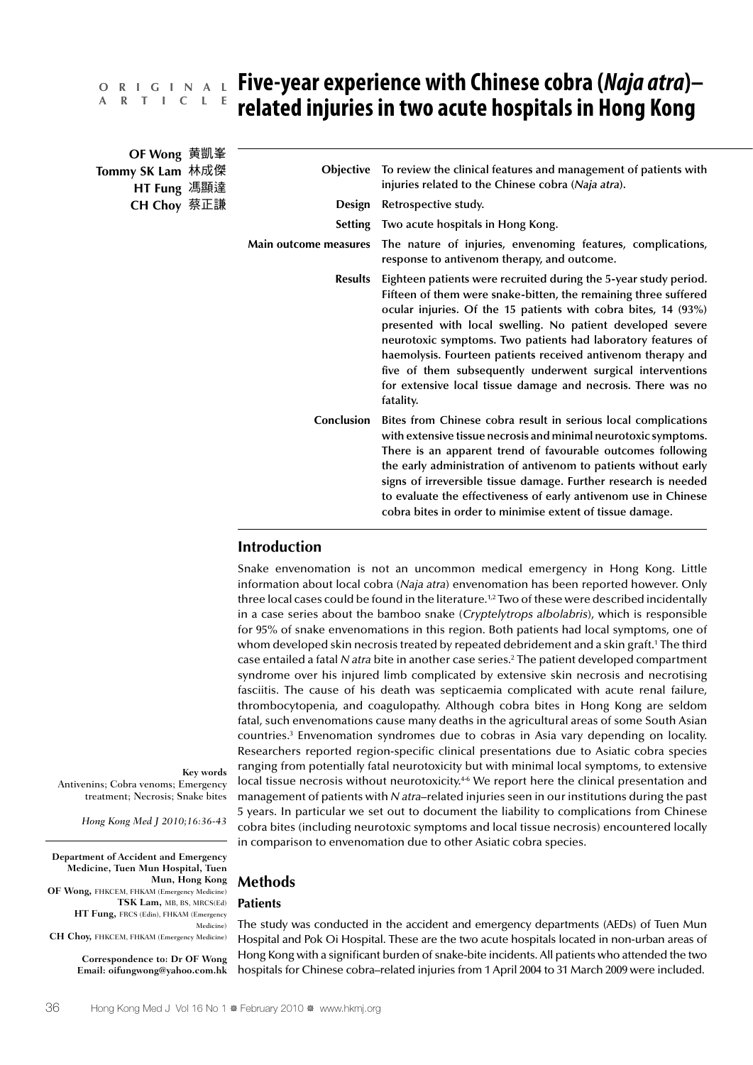ORIGINAL ARTICLE

# Five-year experience with Chinese cobra (*Naja atra*)–related injuries in two acute hospitals in Hong Kong

**OF Wong** 黃凱峯
**Tommy SK Lam** 林成傑
**HT Fung** 馮顯達
**CH Choy** 蔡正謙

**Objective** To review the clinical features and management of patients with injuries related to the Chinese cobra (*Naja atra*).

**Design** Retrospective study.

**Setting** Two acute hospitals in Hong Kong.

**Main outcome measures** The nature of injuries, envenoming features, complications, response to antivenom therapy, and outcome.

**Results** Eighteen patients were recruited during the 5-year study period. Fifteen of them were snake-bitten, the remaining three suffered ocular injuries. Of the 15 patients with cobra bites, 14 (93%) presented with local swelling. No patient developed severe neurotoxic symptoms. Two patients had laboratory features of haemolysis. Fourteen patients received antivenom therapy and five of them subsequently underwent surgical interventions for extensive local tissue damage and necrosis. There was no fatality.

**Conclusion** Bites from Chinese cobra result in serious local complications with extensive tissue necrosis and minimal neurotoxic symptoms. There is an apparent trend of favourable outcomes following the early administration of antivenom to patients without early signs of irreversible tissue damage. Further research is needed to evaluate the effectiveness of early antivenom use in Chinese cobra bites in order to minimise extent of tissue damage.

## Introduction

Snake envenomation is not an uncommon medical emergency in Hong Kong. Little information about local cobra (*Naja atra*) envenomation has been reported however. Only three local cases could be found in the literature.[1,2] Two of these were described incidentally in a case series about the bamboo snake (*Cryptelytrops albolabris*), which is responsible for 95% of snake envenomations in this region. Both patients had local symptoms, one of whom developed skin necrosis treated by repeated debridement and a skin graft.[1] The third case entailed a fatal *N atra* bite in another case series.[2] The patient developed compartment syndrome over his injured limb complicated by extensive skin necrosis and necrotising fasciitis. The cause of his death was septicaemia complicated with acute renal failure, thrombocytopenia, and coagulopathy. Although cobra bites in Hong Kong are seldom fatal, such envenomations cause many deaths in the agricultural areas of some South Asian countries.[3] Envenomation syndromes due to cobras in Asia vary depending on locality. Researchers reported region-specific clinical presentations due to Asiatic cobra species ranging from potentially fatal neurotoxicity but with minimal local symptoms, to extensive local tissue necrosis without neurotoxicity.[4-6] We report here the clinical presentation and management of patients with *N atra*–related injuries seen in our institutions during the past 5 years. In particular we set out to document the liability to complications from Chinese cobra bites (including neurotoxic symptoms and local tissue necrosis) encountered locally in comparison to envenomation due to other Asiatic cobra species.

**Key words**
Antivenins; Cobra venoms; Emergency treatment; Necrosis; Snake bites

*Hong Kong Med J 2010;16:36-43*

**Department of Accident and Emergency Medicine, Tuen Mun Hospital, Tuen Mun, Hong Kong**
**OF Wong,** FHKCEM, FHKAM (Emergency Medicine)
**TSK Lam,** MB, BS, MRCS(Ed)
**HT Fung,** FRCS (Edin), FHKAM (Emergency Medicine)
**CH Choy,** FHKCEM, FHKAM (Emergency Medicine)

**Correspondence to: Dr OF Wong**
**Email: oifungwong@yahoo.com.hk**

## Methods

### Patients

The study was conducted in the accident and emergency departments (AEDs) of Tuen Mun Hospital and Pok Oi Hospital. These are the two acute hospitals located in non-urban areas of Hong Kong with a significant burden of snake-bite incidents. All patients who attended the two hospitals for Chinese cobra–related injuries from 1 April 2004 to 31 March 2009 were included.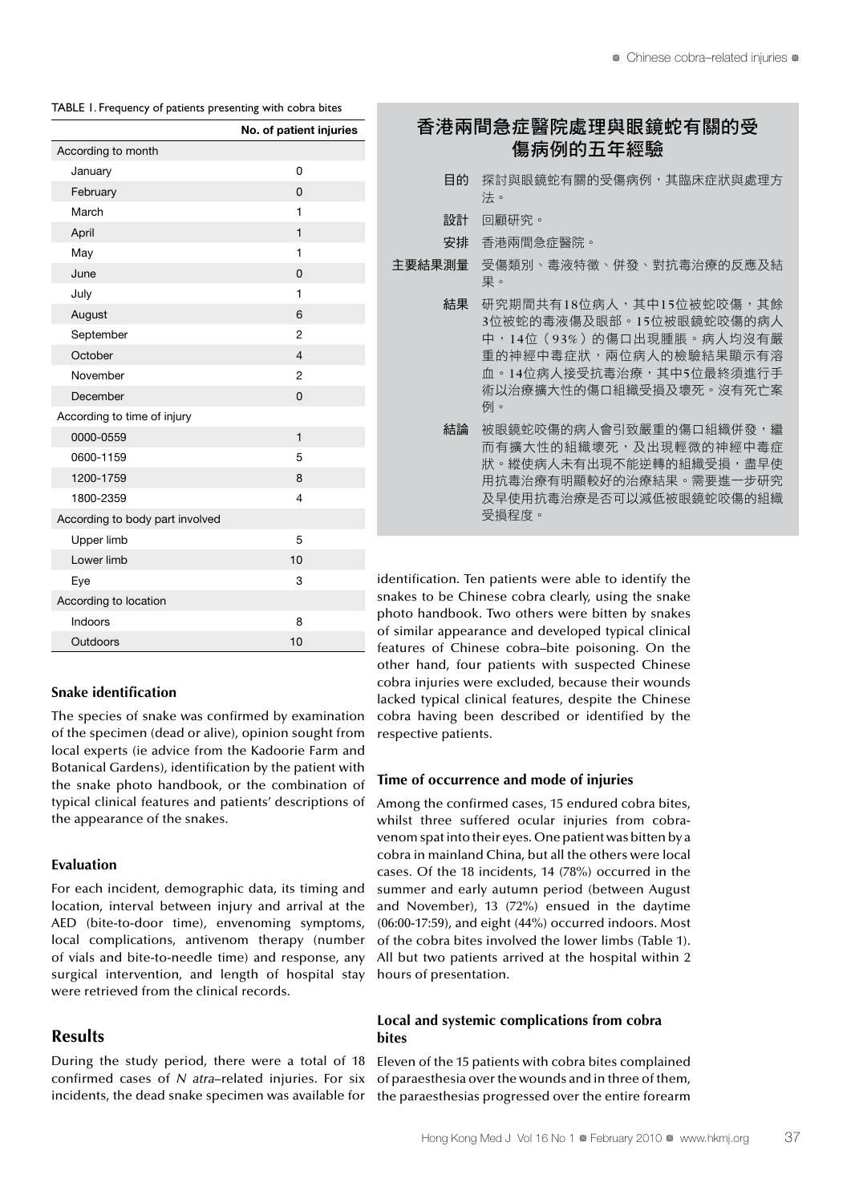TABLE 1. Frequency of patients presenting with cobra bites

| | No. of patient injuries |
|---|---|
| According to month | |
| January | 0 |
| February | 0 |
| March | 1 |
| April | 1 |
| May | 1 |
| June | 0 |
| July | 1 |
| August | 6 |
| September | 2 |
| October | 4 |
| November | 2 |
| December | 0 |
| According to time of injury | |
| 0000-0559 | 1 |
| 0600-1159 | 5 |
| 1200-1759 | 8 |
| 1800-2359 | 4 |
| According to body part involved | |
| Upper limb | 5 |
| Lower limb | 10 |
| Eye | 3 |
| According to location | |
| Indoors | 8 |
| Outdoors | 10 |

## 香港兩間急症醫院處理與眼鏡蛇有關的受傷病例的五年經驗

**目的** 探討與眼鏡蛇有關的受傷病例，其臨床症狀與處理方法。

**設計** 回顧研究。

**安排** 香港兩間急症醫院。

**主要結果測量** 受傷類別、毒液特徵、併發、對抗毒治療的反應及結果。

**結果** 研究期間共有18位病人，其中15位被蛇咬傷，其餘3位被蛇的毒液傷及眼部。15位被眼鏡蛇咬傷的病人中，14位（93%）的傷口出現腫脹。病人均沒有嚴重的神經中毒症狀，兩位病人的檢驗結果顯示有溶血。14位病人接受抗毒治療，其中5位最終須進行手術以治療擴大性的傷口組織受損及壞死。沒有死亡案例。

**結論** 被眼鏡蛇咬傷的病人會引致嚴重的傷口組織併發，繼而有擴大性的組織壞死，及出現輕微的神經中毒症狀。縱使病人未有出現不能逆轉的組織受損，盡早使用抗毒治療有明顯較好的治療結果。需要進一步研究及早使用抗毒治療是否可以減低被眼鏡蛇咬傷的組織受損程度。

### Snake identification

The species of snake was confirmed by examination of the specimen (dead or alive), opinion sought from local experts (ie advice from the Kadoorie Farm and Botanical Gardens), identification by the patient with the snake photo handbook, or the combination of typical clinical features and patients' descriptions of the appearance of the snakes.

### Evaluation

For each incident, demographic data, its timing and location, interval between injury and arrival at the AED (bite-to-door time), envenoming symptoms, local complications, antivenom therapy (number of vials and bite-to-needle time) and response, any surgical intervention, and length of hospital stay were retrieved from the clinical records.

## Results

During the study period, there were a total of 18 confirmed cases of *N atra*–related injuries. For six incidents, the dead snake specimen was available for identification. Ten patients were able to identify the snakes to be Chinese cobra clearly, using the snake photo handbook. Two others were bitten by snakes of similar appearance and developed typical clinical features of Chinese cobra–bite poisoning. On the other hand, four patients with suspected Chinese cobra injuries were excluded, because their wounds lacked typical clinical features, despite the Chinese cobra having been described or identified by the respective patients.

### Time of occurrence and mode of injuries

Among the confirmed cases, 15 endured cobra bites, whilst three suffered ocular injuries from cobra-venom spat into their eyes. One patient was bitten by a cobra in mainland China, but all the others were local cases. Of the 18 incidents, 14 (78%) occurred in the summer and early autumn period (between August and November), 13 (72%) ensued in the daytime (06:00-17:59), and eight (44%) occurred indoors. Most of the cobra bites involved the lower limbs (Table 1). All but two patients arrived at the hospital within 2 hours of presentation.

### Local and systemic complications from cobra bites

Eleven of the 15 patients with cobra bites complained of paraesthesia over the wounds and in three of them, the paraesthesias progressed over the entire forearm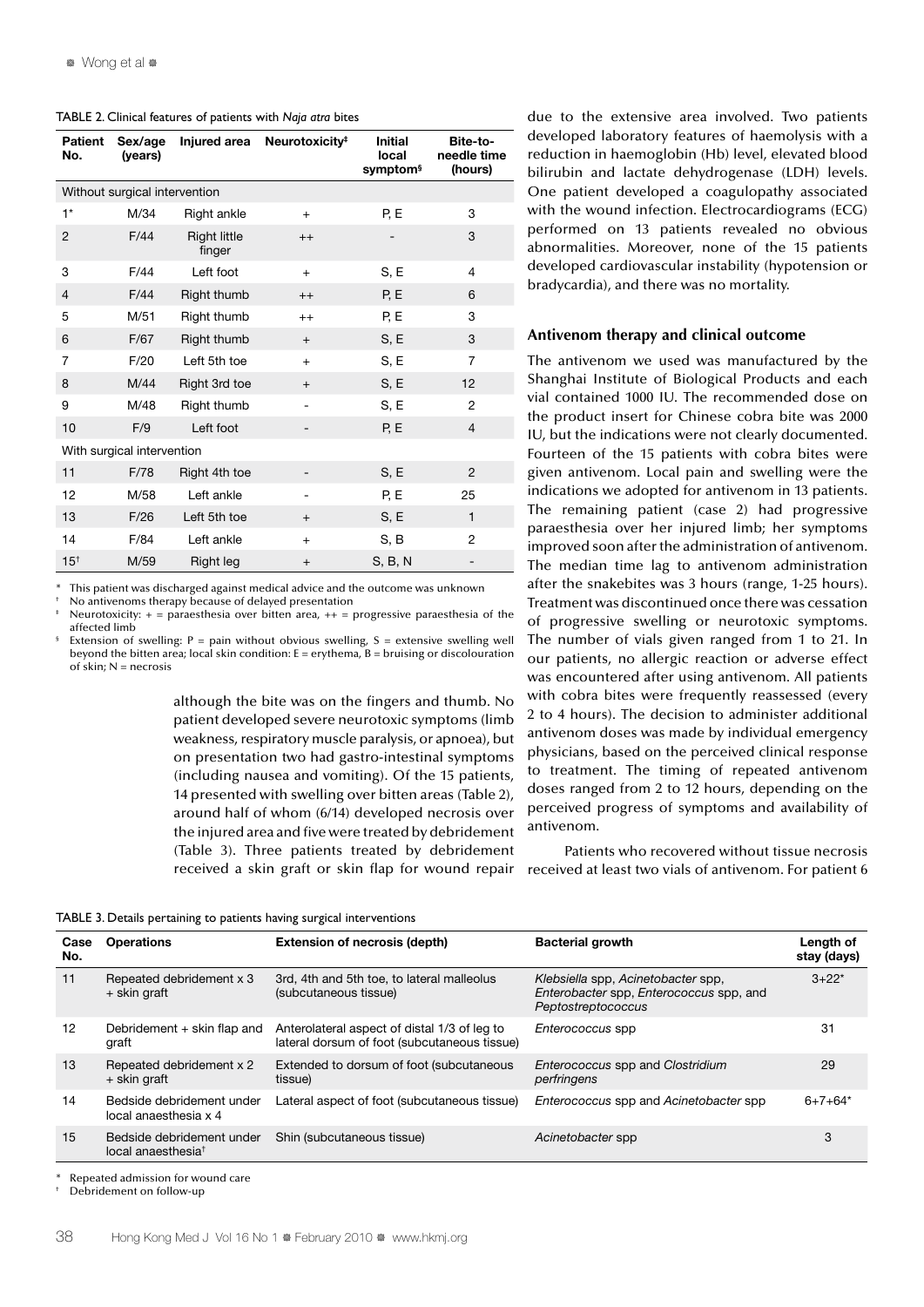TABLE 2. Clinical features of patients with *Naja atra* bites

| Patient No. | Sex/age (years) | Injured area | Neurotoxicity‡ | Initial local symptom§ | Bite-to-needle time (hours) |
|---|---|---|---|---|---|
| Without surgical intervention | | | | | |
| 1* | M/34 | Right ankle | + | P, E | 3 |
| 2 | F/44 | Right little finger | ++ | - | 3 |
| 3 | F/44 | Left foot | + | S, E | 4 |
| 4 | F/44 | Right thumb | ++ | P, E | 6 |
| 5 | M/51 | Right thumb | ++ | P, E | 3 |
| 6 | F/67 | Right thumb | + | S, E | 3 |
| 7 | F/20 | Left 5th toe | + | S, E | 7 |
| 8 | M/44 | Right 3rd toe | + | S, E | 12 |
| 9 | M/48 | Right thumb | - | S, E | 2 |
| 10 | F/9 | Left foot | - | P, E | 4 |
| With surgical intervention | | | | | |
| 11 | F/78 | Right 4th toe | - | S, E | 2 |
| 12 | M/58 | Left ankle | - | P, E | 25 |
| 13 | F/26 | Left 5th toe | + | S, E | 1 |
| 14 | F/84 | Left ankle | + | S, B | 2 |
| 15† | M/59 | Right leg | + | S, B, N | - |

\* This patient was discharged against medical advice and the outcome was unknown
† No antivenoms therapy because of delayed presentation
‡ Neurotoxicity: + = paraesthesia over bitten area, ++ = progressive paraesthesia of the affected limb
§ Extension of swelling: P = pain without obvious swelling, S = extensive swelling well beyond the bitten area; local skin condition: E = erythema, B = bruising or discolouration of skin; N = necrosis

although the bite was on the fingers and thumb. No patient developed severe neurotoxic symptoms (limb weakness, respiratory muscle paralysis, or apnoea), but on presentation two had gastro-intestinal symptoms (including nausea and vomiting). Of the 15 patients, 14 presented with swelling over bitten areas (Table 2), around half of whom (6/14) developed necrosis over the injured area and five were treated by debridement (Table 3). Three patients treated by debridement received a skin graft or skin flap for wound repair due to the extensive area involved. Two patients developed laboratory features of haemolysis with a reduction in haemoglobin (Hb) level, elevated blood bilirubin and lactate dehydrogenase (LDH) levels. One patient developed a coagulopathy associated with the wound infection. Electrocardiograms (ECG) performed on 13 patients revealed no abnormalities. Moreover, none of the 15 patients developed cardiovascular instability (hypotension or bradycardia), and there was no mortality.

## Antivenom therapy and clinical outcome

The antivenom we used was manufactured by the Shanghai Institute of Biological Products and each vial contained 1000 IU. The recommended dose on the product insert for Chinese cobra bite was 2000 IU, but the indications were not clearly documented. Fourteen of the 15 patients with cobra bites were given antivenom. Local pain and swelling were the indications we adopted for antivenom in 13 patients. The remaining patient (case 2) had progressive paraesthesia over her injured limb; her symptoms improved soon after the administration of antivenom. The median time lag to antivenom administration after the snakebites was 3 hours (range, 1-25 hours). Treatment was discontinued once there was cessation of progressive swelling or neurotoxic symptoms. The number of vials given ranged from 1 to 21. In our patients, no allergic reaction or adverse effect was encountered after using antivenom. All patients with cobra bites were frequently reassessed (every 2 to 4 hours). The decision to administer additional antivenom doses was made by individual emergency physicians, based on the perceived clinical response to treatment. The timing of repeated antivenom doses ranged from 2 to 12 hours, depending on the perceived progress of symptoms and availability of antivenom.

Patients who recovered without tissue necrosis received at least two vials of antivenom. For patient 6

TABLE 3. Details pertaining to patients having surgical interventions

| Case No. | Operations | Extension of necrosis (depth) | Bacterial growth | Length of stay (days) |
|---|---|---|---|---|
| 11 | Repeated debridement x 3 + skin graft | 3rd, 4th and 5th toe, to lateral malleolus (subcutaneous tissue) | *Klebsiella* spp, *Acinetobacter* spp, *Enterobacter* spp, *Enterococcus* spp, and *Peptostreptococcus* | 3+22* |
| 12 | Debridement + skin flap and graft | Anterolateral aspect of distal 1/3 of leg to lateral dorsum of foot (subcutaneous tissue) | *Enterococcus* spp | 31 |
| 13 | Repeated debridement x 2 + skin graft | Extended to dorsum of foot (subcutaneous tissue) | *Enterococcus* spp and *Clostridium perfringens* | 29 |
| 14 | Bedside debridement under local anaesthesia x 4 | Lateral aspect of foot (subcutaneous tissue) | *Enterococcus* spp and *Acinetobacter* spp | 6+7+64* |
| 15 | Bedside debridement under local anaesthesia† | Shin (subcutaneous tissue) | *Acinetobacter* spp | 3 |

\* Repeated admission for wound care
† Debridement on follow-up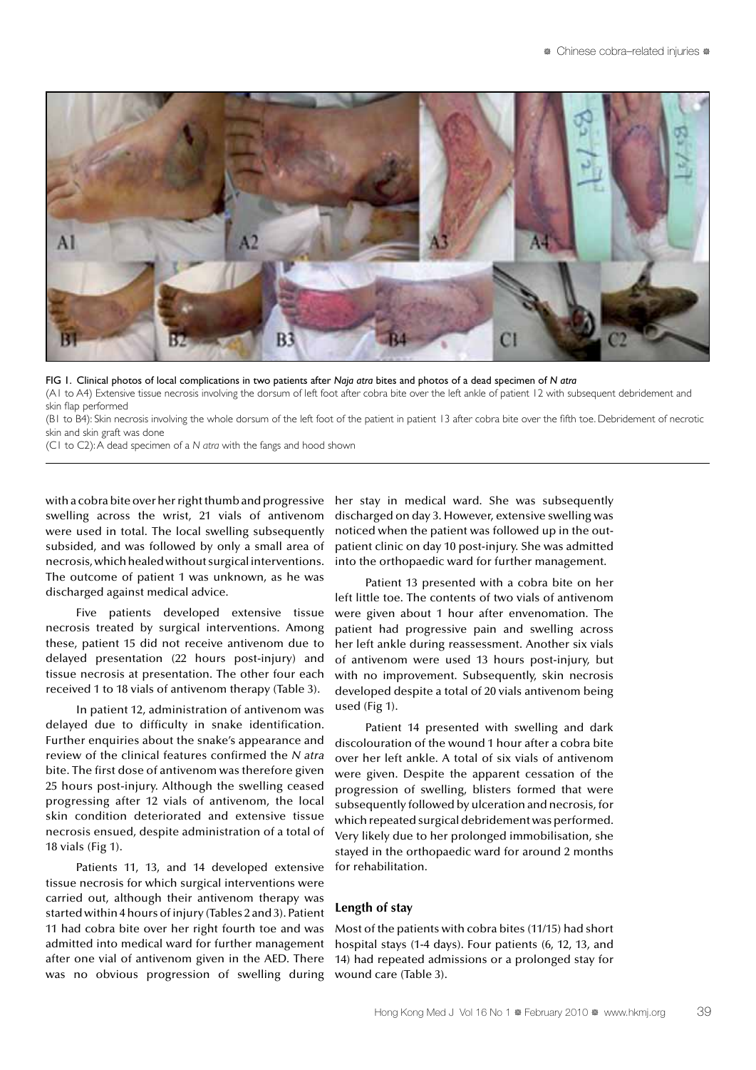FIG 1. Clinical photos of local complications in two patients after *Naja atra* bites and photos of a dead specimen of *N atra*

(A1 to A4) Extensive tissue necrosis involving the dorsum of left foot after cobra bite over the left ankle of patient 12 with subsequent debridement and skin flap performed

(B1 to B4): Skin necrosis involving the whole dorsum of the left foot of the patient in patient 13 after cobra bite over the fifth toe. Debridement of necrotic skin and skin graft was done

(C1 to C2): A dead specimen of a *N atra* with the fangs and hood shown

with a cobra bite over her right thumb and progressive swelling across the wrist, 21 vials of antivenom were used in total. The local swelling subsequently subsided, and was followed by only a small area of necrosis, which healed without surgical interventions. The outcome of patient 1 was unknown, as he was discharged against medical advice.

Five patients developed extensive tissue necrosis treated by surgical interventions. Among these, patient 15 did not receive antivenom due to delayed presentation (22 hours post-injury) and tissue necrosis at presentation. The other four each received 1 to 18 vials of antivenom therapy (Table 3).

In patient 12, administration of antivenom was delayed due to difficulty in snake identification. Further enquiries about the snake's appearance and review of the clinical features confirmed the *N atra* bite. The first dose of antivenom was therefore given 25 hours post-injury. Although the swelling ceased progressing after 12 vials of antivenom, the local skin condition deteriorated and extensive tissue necrosis ensued, despite administration of a total of 18 vials (Fig 1).

Patients 11, 13, and 14 developed extensive tissue necrosis for which surgical interventions were carried out, although their antivenom therapy was started within 4 hours of injury (Tables 2 and 3). Patient 11 had cobra bite over her right fourth toe and was admitted into medical ward for further management after one vial of antivenom given in the AED. There was no obvious progression of swelling during her stay in medical ward. She was subsequently discharged on day 3. However, extensive swelling was noticed when the patient was followed up in the out-patient clinic on day 10 post-injury. She was admitted into the orthopaedic ward for further management.

Patient 13 presented with a cobra bite on her left little toe. The contents of two vials of antivenom were given about 1 hour after envenomation. The patient had progressive pain and swelling across her left ankle during reassessment. Another six vials of antivenom were used 13 hours post-injury, but with no improvement. Subsequently, skin necrosis developed despite a total of 20 vials antivenom being used (Fig 1).

Patient 14 presented with swelling and dark discolouration of the wound 1 hour after a cobra bite over her left ankle. A total of six vials of antivenom were given. Despite the apparent cessation of the progression of swelling, blisters formed that were subsequently followed by ulceration and necrosis, for which repeated surgical debridement was performed. Very likely due to her prolonged immobilisation, she stayed in the orthopaedic ward for around 2 months for rehabilitation.

### Length of stay

Most of the patients with cobra bites (11/15) had short hospital stays (1-4 days). Four patients (6, 12, 13, and 14) had repeated admissions or a prolonged stay for wound care (Table 3).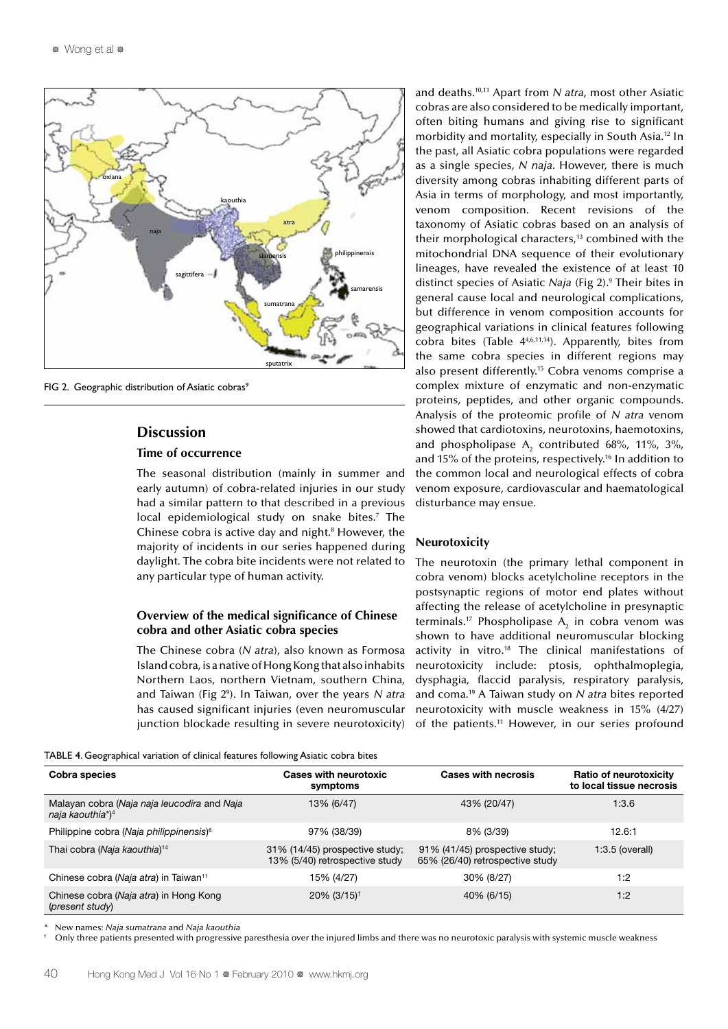FIG 2. Geographic distribution of Asiatic cobras[9]

## Discussion

### Time of occurrence

The seasonal distribution (mainly in summer and early autumn) of cobra-related injuries in our study had a similar pattern to that described in a previous local epidemiological study on snake bites.[7] The Chinese cobra is active day and night.[8] However, the majority of incidents in our series happened during daylight. The cobra bite incidents were not related to any particular type of human activity.

### Overview of the medical significance of Chinese cobra and other Asiatic cobra species

The Chinese cobra (*N atra*), also known as Formosa Island cobra, is a native of Hong Kong that also inhabits Northern Laos, northern Vietnam, southern China, and Taiwan (Fig 2[9]). In Taiwan, over the years *N atra* has caused significant injuries (even neuromuscular junction blockade resulting in severe neurotoxicity) and deaths.[10,11] Apart from *N atra*, most other Asiatic cobras are also considered to be medically important, often biting humans and giving rise to significant morbidity and mortality, especially in South Asia.[12] In the past, all Asiatic cobra populations were regarded as a single species, *N naja*. However, there is much diversity among cobras inhabiting different parts of Asia in terms of morphology, and most importantly, venom composition. Recent revisions of the taxonomy of Asiatic cobras based on an analysis of their morphological characters,[13] combined with the mitochondrial DNA sequence of their evolutionary lineages, have revealed the existence of at least 10 distinct species of Asiatic *Naja* (Fig 2).[9] Their bites in general cause local and neurological complications, but difference in venom composition accounts for geographical variations in clinical features following cobra bites (Table 4[4,6,11,14]). Apparently, bites from the same cobra species in different regions may also present differently.[15] Cobra venoms comprise a complex mixture of enzymatic and non-enzymatic proteins, peptides, and other organic compounds. Analysis of the proteomic profile of *N atra* venom showed that cardiotoxins, neurotoxins, haemotoxins, and phospholipase $A_2$ contributed 68%, 11%, 3%, and 15% of the proteins, respectively.[16] In addition to the common local and neurological effects of cobra venom exposure, cardiovascular and haematological disturbance may ensue.

### Neurotoxicity

The neurotoxin (the primary lethal component in cobra venom) blocks acetylcholine receptors in the postsynaptic regions of motor end plates without affecting the release of acetylcholine in presynaptic terminals.[17] Phospholipase $A_2$ in cobra venom was shown to have additional neuromuscular blocking activity in vitro.[18] The clinical manifestations of neurotoxicity include: ptosis, ophthalmoplegia, dysphagia, flaccid paralysis, respiratory paralysis, and coma.[19] A Taiwan study on *N atra* bites reported neurotoxicity with muscle weakness in 15% (4/27) of the patients.[11] However, in our series profound

TABLE 4. Geographical variation of clinical features following Asiatic cobra bites

| Cobra species | Cases with neurotoxic symptoms | Cases with necrosis | Ratio of neurotoxicity to local tissue necrosis |
|---|---|---|---|
| Malayan cobra (*Naja naja leucodira* and *Naja naja kaouthia*\*)[4] | 13% (6/47) | 43% (20/47) | 1:3.6 |
| Philippine cobra (*Naja philippinensis*)[6] | 97% (38/39) | 8% (3/39) | 12.6:1 |
| Thai cobra (*Naja kaouthia*)[14] | 31% (14/45) prospective study; 13% (5/40) retrospective study | 91% (41/45) prospective study; 65% (26/40) retrospective study | 1:3.5 (overall) |
| Chinese cobra (*Naja atra*) in Taiwan[11] | 15% (4/27) | 30% (8/27) | 1:2 |
| Chinese cobra (*Naja atra*) in Hong Kong (*present study*) | 20% (3/15)† | 40% (6/15) | 1:2 |

\* New names: *Naja sumatrana* and *Naja kaouthia*

† Only three patients presented with progressive paresthesia over the injured limbs and there was no neurotoxic paralysis with systemic muscle weakness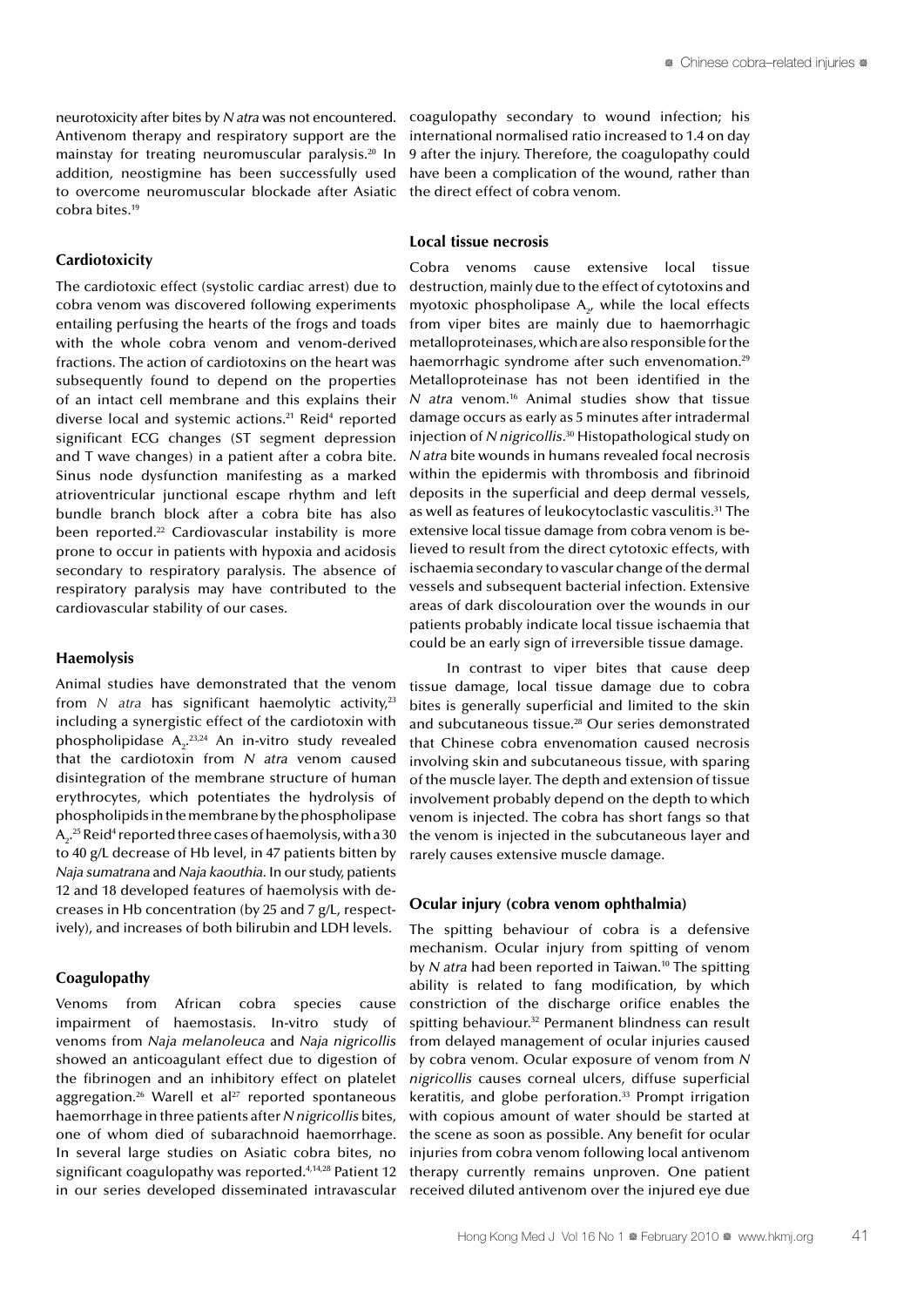neurotoxicity after bites by *N atra* was not encountered. Antivenom therapy and respiratory support are the mainstay for treating neuromuscular paralysis.[20] In addition, neostigmine has been successfully used to overcome neuromuscular blockade after Asiatic cobra bites.[19]

### Cardiotoxicity

The cardiotoxic effect (systolic cardiac arrest) due to cobra venom was discovered following experiments entailing perfusing the hearts of the frogs and toads with the whole cobra venom and venom-derived fractions. The action of cardiotoxins on the heart was subsequently found to depend on the properties of an intact cell membrane and this explains their diverse local and systemic actions.[21] Reid[4] reported significant ECG changes (ST segment depression and T wave changes) in a patient after a cobra bite. Sinus node dysfunction manifesting as a marked atrioventricular junctional escape rhythm and left bundle branch block after a cobra bite has also been reported.[22] Cardiovascular instability is more prone to occur in patients with hypoxia and acidosis secondary to respiratory paralysis. The absence of respiratory paralysis may have contributed to the cardiovascular stability of our cases.

### Haemolysis

Animal studies have demonstrated that the venom from *N atra* has significant haemolytic activity,[23] including a synergistic effect of the cardiotoxin with phospholipidase $A_2$.[23,24] An in-vitro study revealed that the cardiotoxin from *N atra* venom caused disintegration of the membrane structure of human erythrocytes, which potentiates the hydrolysis of phospholipids in the membrane by the phospholipase $A_2$.[25] Reid[4] reported three cases of haemolysis, with a 30 to 40 g/L decrease of Hb level, in 47 patients bitten by *Naja sumatrana* and *Naja kaouthia*. In our study, patients 12 and 18 developed features of haemolysis with decreases in Hb concentration (by 25 and 7 g/L, respectively), and increases of both bilirubin and LDH levels.

### Coagulopathy

Venoms from African cobra species cause impairment of haemostasis. In-vitro study of venoms from *Naja melanoleuca* and *Naja nigricollis* showed an anticoagulant effect due to digestion of the fibrinogen and an inhibitory effect on platelet aggregation.[26] Warell et al[27] reported spontaneous haemorrhage in three patients after *N nigricollis* bites, one of whom died of subarachnoid haemorrhage. In several large studies on Asiatic cobra bites, no significant coagulopathy was reported.[4,14,28] Patient 12 in our series developed disseminated intravascular coagulopathy secondary to wound infection; his international normalised ratio increased to 1.4 on day 9 after the injury. Therefore, the coagulopathy could have been a complication of the wound, rather than the direct effect of cobra venom.

### Local tissue necrosis

Cobra venoms cause extensive local tissue destruction, mainly due to the effect of cytotoxins and myotoxic phospholipase $A_2$, while the local effects from viper bites are mainly due to haemorrhagic metalloproteinases, which are also responsible for the haemorrhagic syndrome after such envenomation.[29] Metalloproteinase has not been identified in the *N atra* venom.[16] Animal studies show that tissue damage occurs as early as 5 minutes after intradermal injection of *N nigricollis*.[30] Histopathological study on *N atra* bite wounds in humans revealed focal necrosis within the epidermis with thrombosis and fibrinoid deposits in the superficial and deep dermal vessels, as well as features of leukocytoclastic vasculitis.[31] The extensive local tissue damage from cobra venom is believed to result from the direct cytotoxic effects, with ischaemia secondary to vascular change of the dermal vessels and subsequent bacterial infection. Extensive areas of dark discolouration over the wounds in our patients probably indicate local tissue ischaemia that could be an early sign of irreversible tissue damage.

In contrast to viper bites that cause deep tissue damage, local tissue damage due to cobra bites is generally superficial and limited to the skin and subcutaneous tissue.[28] Our series demonstrated that Chinese cobra envenomation caused necrosis involving skin and subcutaneous tissue, with sparing of the muscle layer. The depth and extension of tissue involvement probably depend on the depth to which venom is injected. The cobra has short fangs so that the venom is injected in the subcutaneous layer and rarely causes extensive muscle damage.

### Ocular injury (cobra venom ophthalmia)

The spitting behaviour of cobra is a defensive mechanism. Ocular injury from spitting of venom by *N atra* had been reported in Taiwan.[10] The spitting ability is related to fang modification, by which constriction of the discharge orifice enables the spitting behaviour.[32] Permanent blindness can result from delayed management of ocular injuries caused by cobra venom. Ocular exposure of venom from *N nigricollis* causes corneal ulcers, diffuse superficial keratitis, and globe perforation.[33] Prompt irrigation with copious amount of water should be started at the scene as soon as possible. Any benefit for ocular injuries from cobra venom following local antivenom therapy currently remains unproven. One patient received diluted antivenom over the injured eye due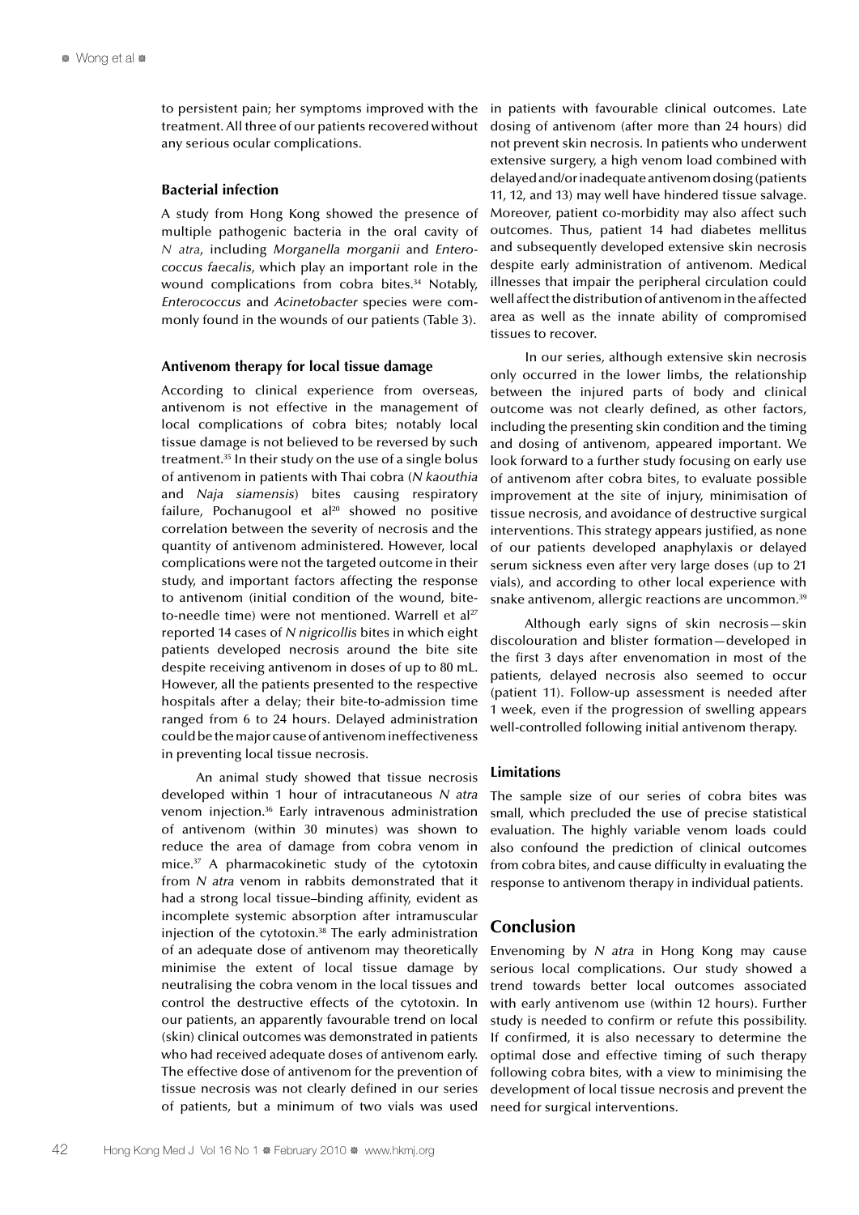to persistent pain; her symptoms improved with the treatment. All three of our patients recovered without any serious ocular complications.

### Bacterial infection

A study from Hong Kong showed the presence of multiple pathogenic bacteria in the oral cavity of *N atra*, including *Morganella morganii* and *Enterococcus faecalis*, which play an important role in the wound complications from cobra bites.[34] Notably, *Enterococcus* and *Acinetobacter* species were commonly found in the wounds of our patients (Table 3).

### Antivenom therapy for local tissue damage

According to clinical experience from overseas, antivenom is not effective in the management of local complications of cobra bites; notably local tissue damage is not believed to be reversed by such treatment.[35] In their study on the use of a single bolus of antivenom in patients with Thai cobra (*N kaouthia* and *Naja siamensis*) bites causing respiratory failure, Pochanugool et al[20] showed no positive correlation between the severity of necrosis and the quantity of antivenom administered. However, local complications were not the targeted outcome in their study, and important factors affecting the response to antivenom (initial condition of the wound, bite-to-needle time) were not mentioned. Warrell et al[27] reported 14 cases of *N nigricollis* bites in which eight patients developed necrosis around the bite site despite receiving antivenom in doses of up to 80 mL. However, all the patients presented to the respective hospitals after a delay; their bite-to-admission time ranged from 6 to 24 hours. Delayed administration could be the major cause of antivenom ineffectiveness in preventing local tissue necrosis.

An animal study showed that tissue necrosis developed within 1 hour of intracutaneous *N atra* venom injection.[36] Early intravenous administration of antivenom (within 30 minutes) was shown to reduce the area of damage from cobra venom in mice.[37] A pharmacokinetic study of the cytotoxin from *N atra* venom in rabbits demonstrated that it had a strong local tissue–binding affinity, evident as incomplete systemic absorption after intramuscular injection of the cytotoxin.[38] The early administration of an adequate dose of antivenom may theoretically minimise the extent of local tissue damage by neutralising the cobra venom in the local tissues and control the destructive effects of the cytotoxin. In our patients, an apparently favourable trend on local (skin) clinical outcomes was demonstrated in patients who had received adequate doses of antivenom early. The effective dose of antivenom for the prevention of tissue necrosis was not clearly defined in our series of patients, but a minimum of two vials was used in patients with favourable clinical outcomes. Late dosing of antivenom (after more than 24 hours) did not prevent skin necrosis. In patients who underwent extensive surgery, a high venom load combined with delayed and/or inadequate antivenom dosing (patients 11, 12, and 13) may well have hindered tissue salvage. Moreover, patient co-morbidity may also affect such outcomes. Thus, patient 14 had diabetes mellitus and subsequently developed extensive skin necrosis despite early administration of antivenom. Medical illnesses that impair the peripheral circulation could well affect the distribution of antivenom in the affected area as well as the innate ability of compromised tissues to recover.

In our series, although extensive skin necrosis only occurred in the lower limbs, the relationship between the injured parts of body and clinical outcome was not clearly defined, as other factors, including the presenting skin condition and the timing and dosing of antivenom, appeared important. We look forward to a further study focusing on early use of antivenom after cobra bites, to evaluate possible improvement at the site of injury, minimisation of tissue necrosis, and avoidance of destructive surgical interventions. This strategy appears justified, as none of our patients developed anaphylaxis or delayed serum sickness even after very large doses (up to 21 vials), and according to other local experience with snake antivenom, allergic reactions are uncommon.[39]

Although early signs of skin necrosis—skin discolouration and blister formation—developed in the first 3 days after envenomation in most of the patients, delayed necrosis also seemed to occur (patient 11). Follow-up assessment is needed after 1 week, even if the progression of swelling appears well-controlled following initial antivenom therapy.

### Limitations

The sample size of our series of cobra bites was small, which precluded the use of precise statistical evaluation. The highly variable venom loads could also confound the prediction of clinical outcomes from cobra bites, and cause difficulty in evaluating the response to antivenom therapy in individual patients.

## Conclusion

Envenoming by *N atra* in Hong Kong may cause serious local complications. Our study showed a trend towards better local outcomes associated with early antivenom use (within 12 hours). Further study is needed to confirm or refute this possibility. If confirmed, it is also necessary to determine the optimal dose and effective timing of such therapy following cobra bites, with a view to minimising the development of local tissue necrosis and prevent the need for surgical interventions.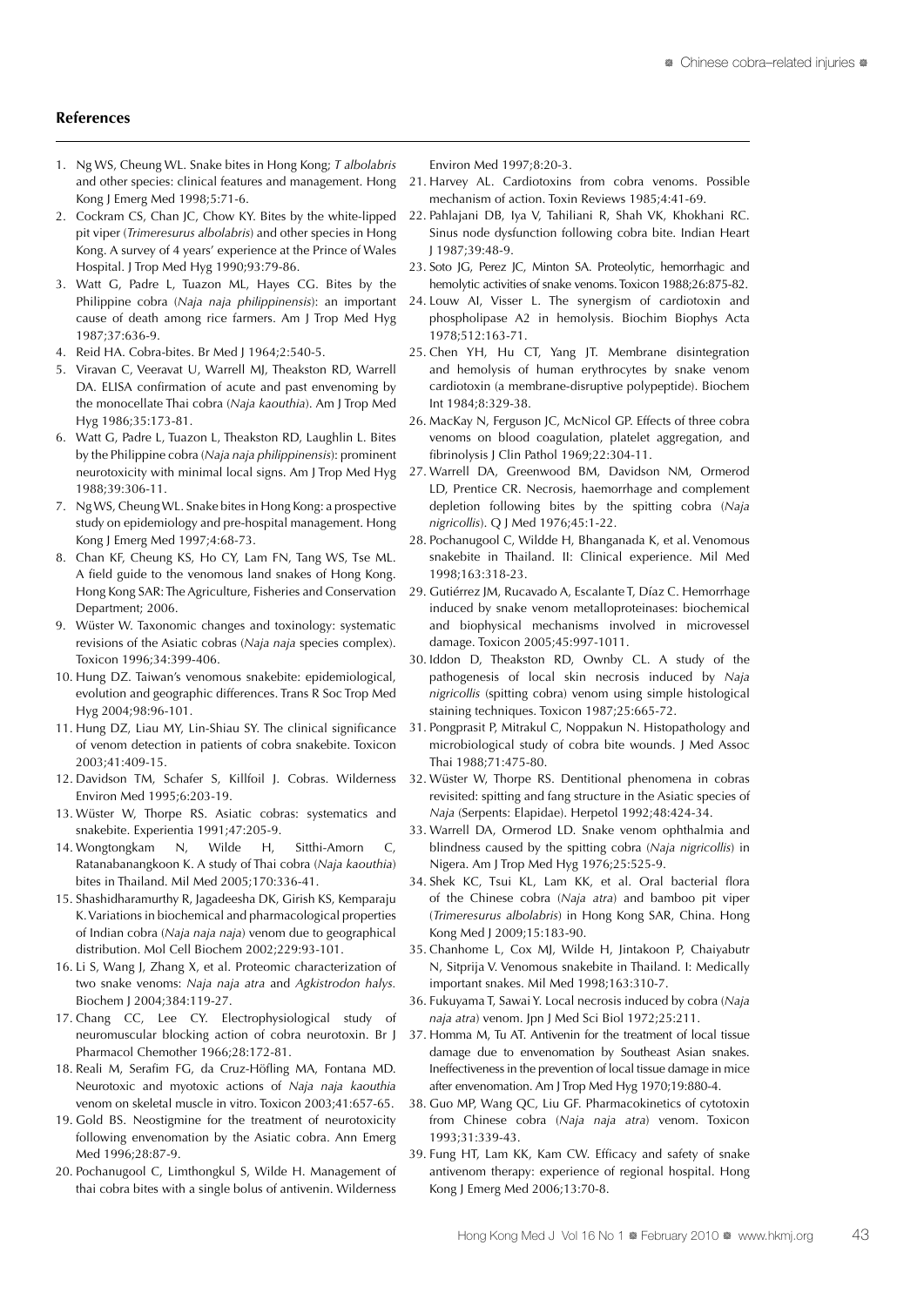## References

1. Ng WS, Cheung WL. Snake bites in Hong Kong; *T albolabris* and other species: clinical features and management. Hong Kong J Emerg Med 1998;5:71-6.
2. Cockram CS, Chan JC, Chow KY. Bites by the white-lipped pit viper (*Trimeresurus albolabris*) and other species in Hong Kong. A survey of 4 years' experience at the Prince of Wales Hospital. J Trop Med Hyg 1990;93:79-86.
3. Watt G, Padre L, Tuazon ML, Hayes CG. Bites by the Philippine cobra (*Naja naja philippinensis*): an important cause of death among rice farmers. Am J Trop Med Hyg 1987;37:636-9.
4. Reid HA. Cobra-bites. Br Med J 1964;2:540-5.
5. Viravan C, Veeravat U, Warrell MJ, Theakston RD, Warrell DA. ELISA confirmation of acute and past envenoming by the monocellate Thai cobra (*Naja kaouthia*). Am J Trop Med Hyg 1986;35:173-81.
6. Watt G, Padre L, Tuazon L, Theakston RD, Laughlin L. Bites by the Philippine cobra (*Naja naja philippinensis*): prominent neurotoxicity with minimal local signs. Am J Trop Med Hyg 1988;39:306-11.
7. Ng WS, Cheung WL. Snake bites in Hong Kong: a prospective study on epidemiology and pre-hospital management. Hong Kong J Emerg Med 1997;4:68-73.
8. Chan KF, Cheung KS, Ho CY, Lam FN, Tang WS, Tse ML. A field guide to the venomous land snakes of Hong Kong. Hong Kong SAR: The Agriculture, Fisheries and Conservation Department; 2006.
9. Wüster W. Taxonomic changes and toxinology: systematic revisions of the Asiatic cobras (*Naja naja* species complex). Toxicon 1996;34:399-406.
10. Hung DZ. Taiwan's venomous snakebite: epidemiological, evolution and geographic differences. Trans R Soc Trop Med Hyg 2004;98:96-101.
11. Hung DZ, Liau MY, Lin-Shiau SY. The clinical significance of venom detection in patients of cobra snakebite. Toxicon 2003;41:409-15.
12. Davidson TM, Schafer S, Killfoil J. Cobras. Wilderness Environ Med 1995;6:203-19.
13. Wüster W, Thorpe RS. Asiatic cobras: systematics and snakebite. Experientia 1991;47:205-9.
14. Wongtongkam N, Wilde H, Sitthi-Amorn C, Ratanabanangkoon K. A study of Thai cobra (*Naja kaouthia*) bites in Thailand. Mil Med 2005;170:336-41.
15. Shashidharamurthy R, Jagadeesha DK, Girish KS, Kemparaju K. Variations in biochemical and pharmacological properties of Indian cobra (*Naja naja naja*) venom due to geographical distribution. Mol Cell Biochem 2002;229:93-101.
16. Li S, Wang J, Zhang X, et al. Proteomic characterization of two snake venoms: *Naja naja atra* and *Agkistrodon halys*. Biochem J 2004;384:119-27.
17. Chang CC, Lee CY. Electrophysiological study of neuromuscular blocking action of cobra neurotoxin. Br J Pharmacol Chemother 1966;28:172-81.
18. Reali M, Serafim FG, da Cruz-Höfling MA, Fontana MD. Neurotoxic and myotoxic actions of *Naja naja kaouthia* venom on skeletal muscle in vitro. Toxicon 2003;41:657-65.
19. Gold BS. Neostigmine for the treatment of neurotoxicity following envenomation by the Asiatic cobra. Ann Emerg Med 1996;28:87-9.
20. Pochanugool C, Limthongkul S, Wilde H. Management of thai cobra bites with a single bolus of antivenin. Wilderness Environ Med 1997;8:20-3.
21. Harvey AL. Cardiotoxins from cobra venoms. Possible mechanism of action. Toxin Reviews 1985;4:41-69.
22. Pahlajani DB, Iya V, Tahiliani R, Shah VK, Khokhani RC. Sinus node dysfunction following cobra bite. Indian Heart J 1987;39:48-9.
23. Soto JG, Perez JC, Minton SA. Proteolytic, hemorrhagic and hemolytic activities of snake venoms. Toxicon 1988;26:875-82.
24. Louw AI, Visser L. The synergism of cardiotoxin and phospholipase A2 in hemolysis. Biochim Biophys Acta 1978;512:163-71.
25. Chen YH, Hu CT, Yang JT. Membrane disintegration and hemolysis of human erythrocytes by snake venom cardiotoxin (a membrane-disruptive polypeptide). Biochem Int 1984;8:329-38.
26. MacKay N, Ferguson JC, McNicol GP. Effects of three cobra venoms on blood coagulation, platelet aggregation, and fibrinolysis J Clin Pathol 1969;22:304-11.
27. Warrell DA, Greenwood BM, Davidson NM, Ormerod LD, Prentice CR. Necrosis, haemorrhage and complement depletion following bites by the spitting cobra (*Naja nigricollis*). Q J Med 1976;45:1-22.
28. Pochanugool C, Wildde H, Bhanganada K, et al. Venomous snakebite in Thailand. II: Clinical experience. Mil Med 1998;163:318-23.
29. Gutiérrez JM, Rucavado A, Escalante T, Díaz C. Hemorrhage induced by snake venom metalloproteinases: biochemical and biophysical mechanisms involved in microvessel damage. Toxicon 2005;45:997-1011.
30. Iddon D, Theakston RD, Ownby CL. A study of the pathogenesis of local skin necrosis induced by *Naja nigricollis* (spitting cobra) venom using simple histological staining techniques. Toxicon 1987;25:665-72.
31. Pongprasit P, Mitrakul C, Noppakun N. Histopathology and microbiological study of cobra bite wounds. J Med Assoc Thai 1988;71:475-80.
32. Wüster W, Thorpe RS. Dentitional phenomena in cobras revisited: spitting and fang structure in the Asiatic species of *Naja* (Serpents: Elapidae). Herpetol 1992;48:424-34.
33. Warrell DA, Ormerod LD. Snake venom ophthalmia and blindness caused by the spitting cobra (*Naja nigricollis*) in Nigera. Am J Trop Med Hyg 1976;25:525-9.
34. Shek KC, Tsui KL, Lam KK, et al. Oral bacterial flora of the Chinese cobra (*Naja atra*) and bamboo pit viper (*Trimeresurus albolabris*) in Hong Kong SAR, China. Hong Kong Med J 2009;15:183-90.
35. Chanhome L, Cox MJ, Wilde H, Jintakoon P, Chaiyabutr N, Sitprija V. Venomous snakebite in Thailand. I: Medically important snakes. Mil Med 1998;163:310-7.
36. Fukuyama T, Sawai Y. Local necrosis induced by cobra (*Naja naja atra*) venom. Jpn J Med Sci Biol 1972;25:211.
37. Homma M, Tu AT. Antivenin for the treatment of local tissue damage due to envenomation by Southeast Asian snakes. Ineffectiveness in the prevention of local tissue damage in mice after envenomation. Am J Trop Med Hyg 1970;19:880-4.
38. Guo MP, Wang QC, Liu GF. Pharmacokinetics of cytotoxin from Chinese cobra (*Naja naja atra*) venom. Toxicon 1993;31:339-43.
39. Fung HT, Lam KK, Kam CW. Efficacy and safety of snake antivenom therapy: experience of regional hospital. Hong Kong J Emerg Med 2006;13:70-8.